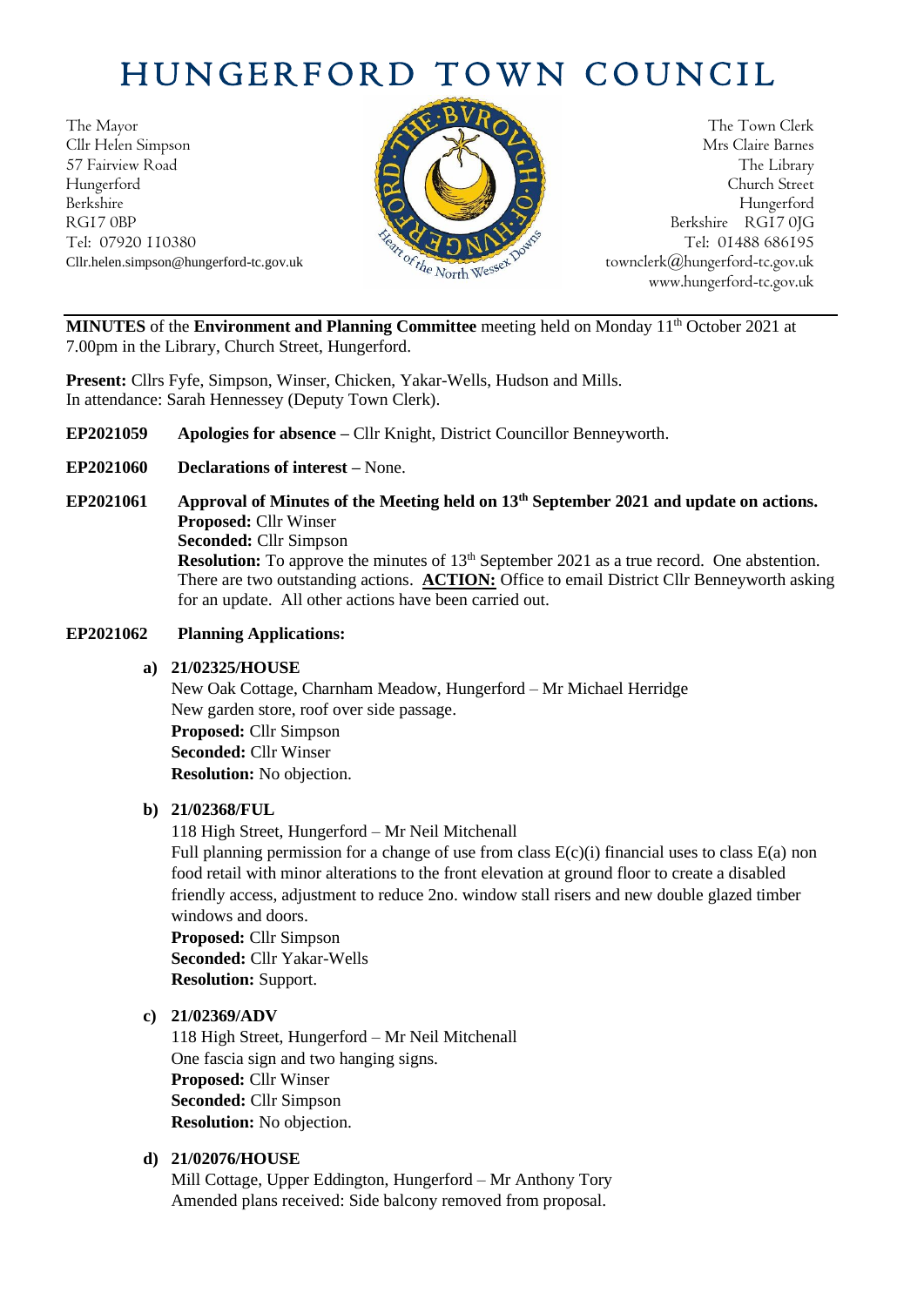# HUNGERFORD TOWN COUNCIL

The Mayor
Cllr Helen Simpson
57 Fairview Road
Hungerford
Berkshire
RG17 0BP
Tel: 07920 110380
Cllr.helen.simpson@hungerford-tc.gov.uk

The Town Clerk
Mrs Claire Barnes
The Library
Church Street
Hungerford
Berkshire RG17 0JG
Tel: 01488 686195
townclerk@hungerford-tc.gov.uk
www.hungerford-tc.gov.uk

**MINUTES** of the **Environment and Planning Committee** meeting held on Monday 11th October 2021 at 7.00pm in the Library, Church Street, Hungerford.

**Present:** Cllrs Fyfe, Simpson, Winser, Chicken, Yakar-Wells, Hudson and Mills.
In attendance: Sarah Hennessey (Deputy Town Clerk).

**EP2021059 Apologies for absence –** Cllr Knight, District Councillor Benneyworth.

**EP2021060 Declarations of interest –** None.

**EP2021061 Approval of Minutes of the Meeting held on 13th September 2021 and update on actions.**
**Proposed:** Cllr Winser
**Seconded:** Cllr Simpson
**Resolution:** To approve the minutes of 13th September 2021 as a true record. One abstention. There are two outstanding actions. **ACTION:** Office to email District Cllr Benneyworth asking for an update. All other actions have been carried out.

**EP2021062 Planning Applications:**

**a) 21/02325/HOUSE**
New Oak Cottage, Charnham Meadow, Hungerford – Mr Michael Herridge
New garden store, roof over side passage.
**Proposed:** Cllr Simpson
**Seconded:** Cllr Winser
**Resolution:** No objection.

**b) 21/02368/FUL**
118 High Street, Hungerford – Mr Neil Mitchenall
Full planning permission for a change of use from class E(c)(i) financial uses to class E(a) non food retail with minor alterations to the front elevation at ground floor to create a disabled friendly access, adjustment to reduce 2no. window stall risers and new double glazed timber windows and doors.
**Proposed:** Cllr Simpson
**Seconded:** Cllr Yakar-Wells
**Resolution:** Support.

**c) 21/02369/ADV**
118 High Street, Hungerford – Mr Neil Mitchenall
One fascia sign and two hanging signs.
**Proposed:** Cllr Winser
**Seconded:** Cllr Simpson
**Resolution:** No objection.

**d) 21/02076/HOUSE**
Mill Cottage, Upper Eddington, Hungerford – Mr Anthony Tory
Amended plans received: Side balcony removed from proposal.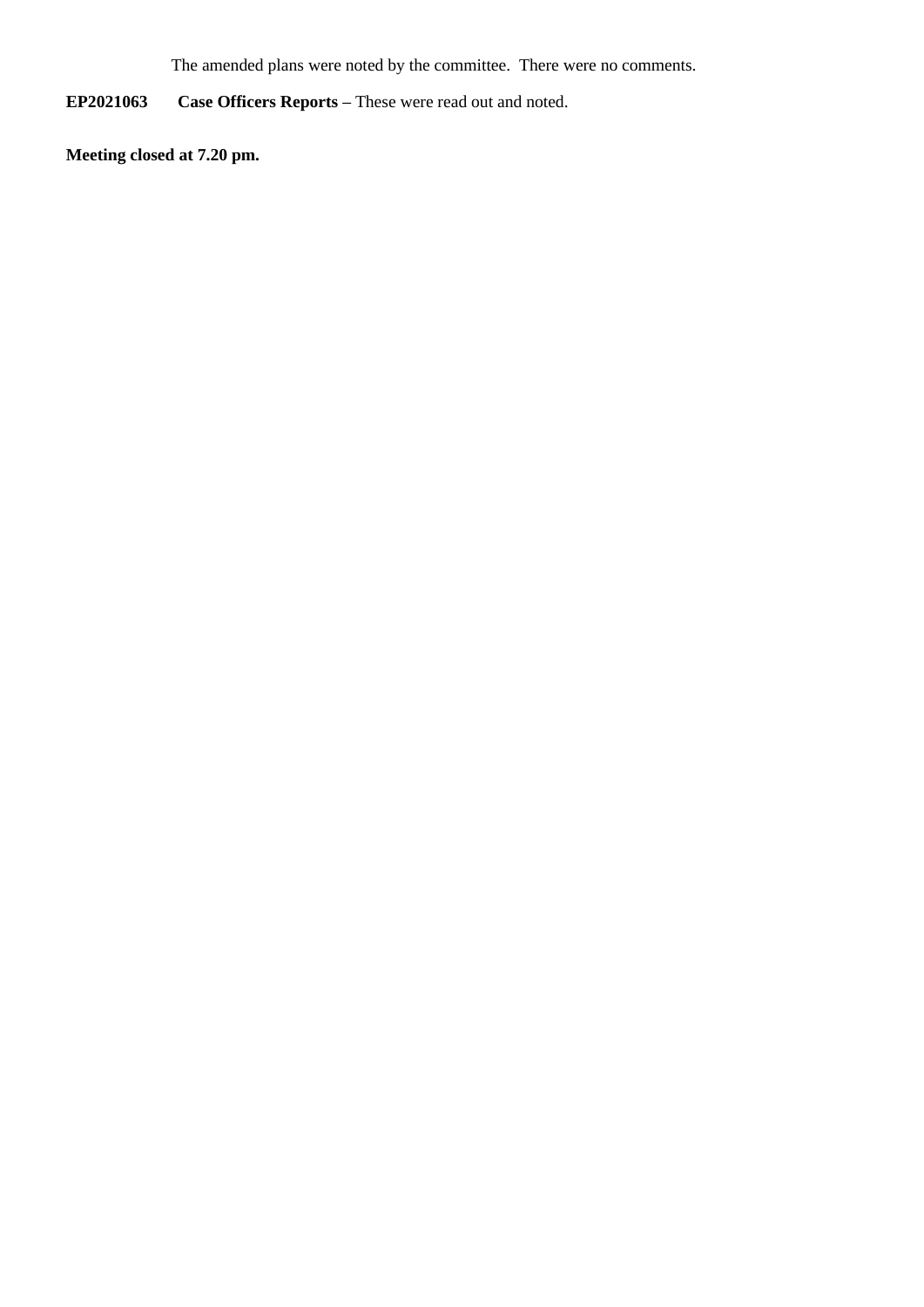The amended plans were noted by the committee. There were no comments.

**EP2021063 Case Officers Reports –** These were read out and noted.

**Meeting closed at 7.20 pm.**